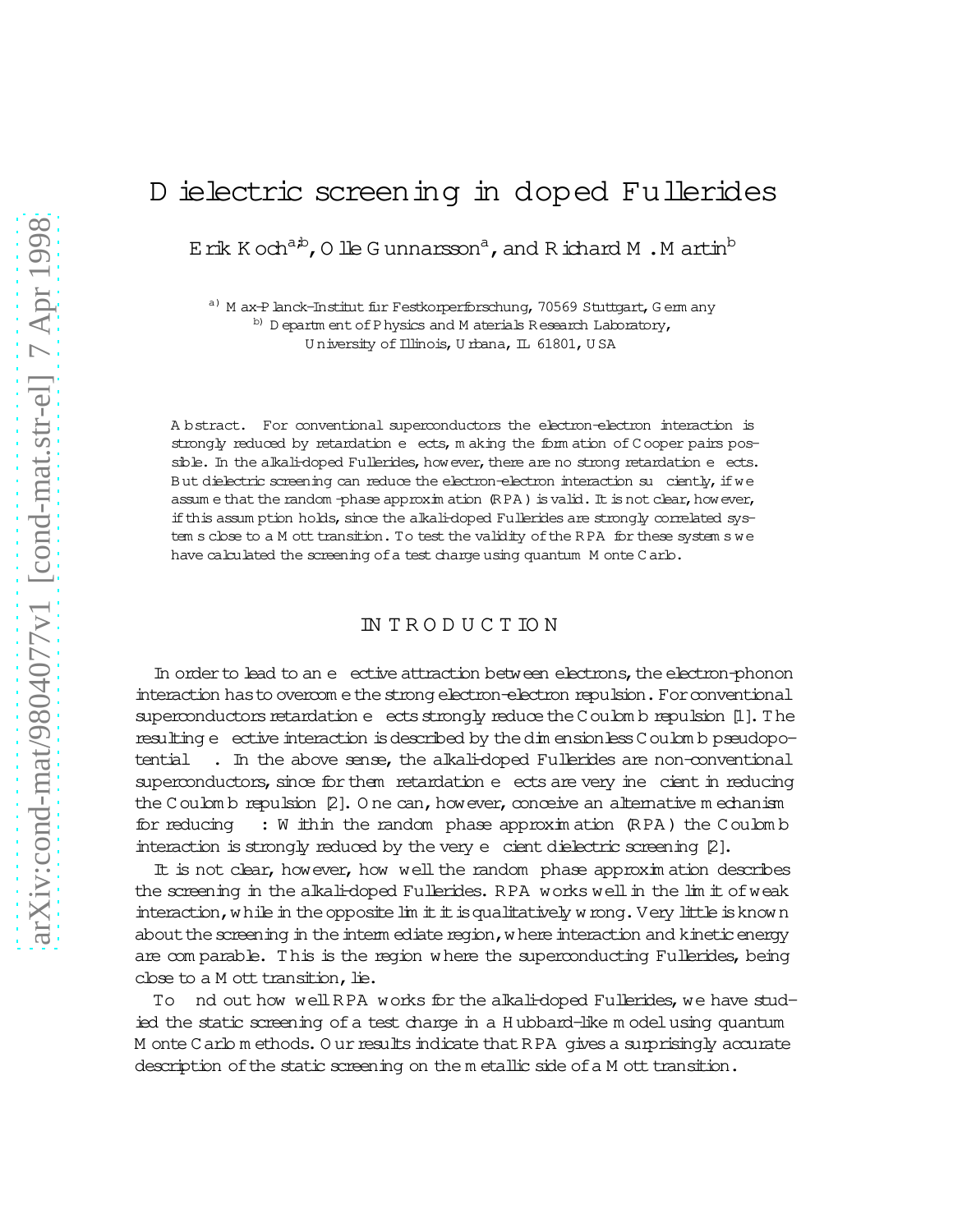# Dielectric screening in doped Fullerides

Erik Koch[a,b], Olle Gunnarsson[a], and Richard M. Martin[b]

[a] Max-Planck-Institut für Festkörperforschung, 70569 Stuttgart, Germany
[b] Department of Physics and Materials Research Laboratory, University of Illinois, Urbana, IL 61801, USA

**Abstract.** For conventional superconductors the electron-electron interaction is strongly reduced by retardation effects, making the formation of Cooper pairs possible. In the alkali-doped Fullerides, however, there are no strong retardation effects. But dielectric screening can reduce the electron-electron interaction sufficiently, if we assume that the random-phase approximation (RPA) is valid. It is not clear, however, if this assumption holds, since the alkali-doped Fullerides are strongly correlated systems close to a Mott transition. To test the validity of the RPA for these systems we have calculated the screening of a test charge using quantum Monte Carlo.

## INTRODUCTION

In order to lead to an effective attraction between electrons, the electron-phonon interaction has to overcome the strong electron-electron repulsion. For conventional superconductors retardation effects strongly reduce the Coulomb repulsion [1]. The resulting effective interaction is described by the dimensionless Coulomb pseudopotential $\mu^*$. In the above sense, the alkali-doped Fullerides are non-conventional superconductors, since for them retardation effects are very inefficient in reducing the Coulomb repulsion [2]. One can, however, conceive an alternative mechanism for reducing $\mu^*$: Within the random phase approximation (RPA) the Coulomb interaction is strongly reduced by the very efficient dielectric screening [2].

It is not clear, however, how well the random phase approximation describes the screening in the alkali-doped Fullerides. RPA works well in the limit of weak interaction, while in the opposite limit it is qualitatively wrong. Very little is known about the screening in the intermediate region, where interaction and kinetic energy are comparable. This is the region where the superconducting Fullerides, being close to a Mott transition, lie.

To find out how well RPA works for the alkali-doped Fullerides, we have studied the static screening of a test charge in a Hubbard-like model using quantum Monte Carlo methods. Our results indicate that RPA gives a surprisingly accurate description of the static screening on the metallic side of a Mott transition.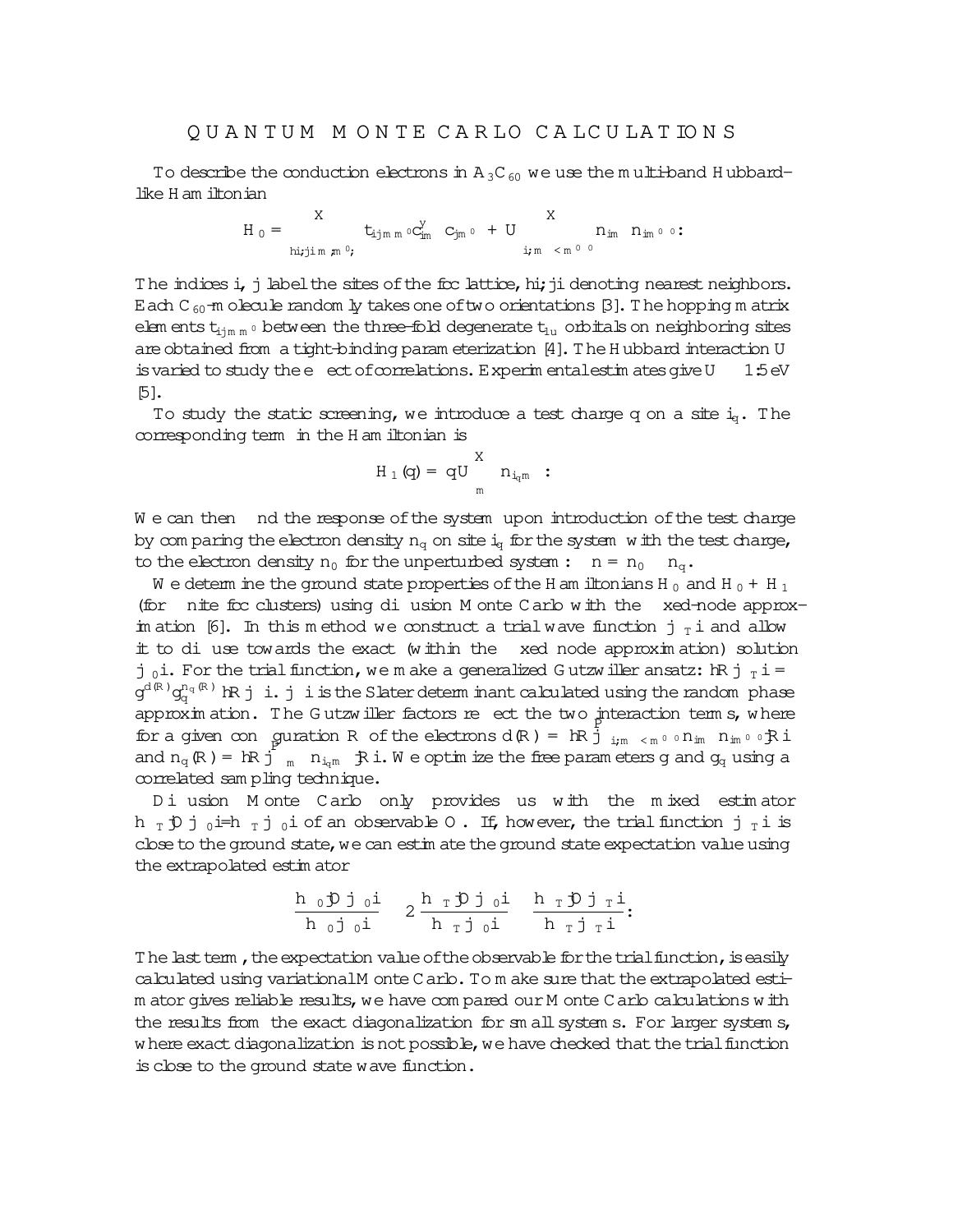## QUANTUM MONTE CARLO CALCULATIONS

To describe the conduction electrons in $A_3C_{60}$ we use the multi-band Hubbard-like Hamiltonian

$$H_0 = \sum_{\langle ij \rangle m m' \sigma} t_{im\, jm'} c^\dagger_{im\sigma} c_{jm'\sigma} + U \sum_{i,\, m\sigma < m'\sigma'} n_{im\sigma} n_{im'\sigma'} .$$

The indices $i$, $j$ label the sites of the fcc lattice, $\langle i,j \rangle$ denoting nearest neighbors. Each $C_{60}$-molecule randomly takes one of two orientations [3]. The hopping matrix elements $t_{im\, jm'}$ between the three-fold degenerate $t_{1u}$ orbitals on neighboring sites are obtained from a tight-binding parameterization [4]. The Hubbard interaction $U$ is varied to study the effect of correlations. Experimental estimates give $U \approx 1.5$ eV [5].

To study the static screening, we introduce a test charge $q$ on a site $i_q$. The corresponding term in the Hamiltonian is

$$H_1(q) = qU \sum_{m\sigma} n_{i_q m\sigma} .$$

We can then find the response of the system upon introduction of the test charge by comparing the electron density $n_q$ on site $i_q$ for the system with the test charge, to the electron density $n_0$ for the unperturbed system: $\Delta n = n_0 - n_q$.

We determine the ground state properties of the Hamiltonians $H_0$ and $H_0 + H_1$ (for finite fcc clusters) using diffusion Monte Carlo with the fixed-node approximation [6]. In this method we construct a trial wave function $|\Psi_T\rangle$ and allow it to diffuse towards the exact (within the fixed node approximation) solution $|\Psi_0\rangle$. For the trial function, we make a generalized Gutzwiller ansatz: $\langle R|\Psi_T\rangle = g^{d(R)} g_q^{n_q(R)} \langle R|\Phi\rangle$. $|\Phi\rangle$ is the Slater determinant calculated using the random phase approximation. The Gutzwiller factors reflect the two interaction terms, where for a given configuration $R$ of the electrons $d(R) = \langle R| \sum_{i,\, m\sigma < m'\sigma'} n_{im\sigma} n_{im'\sigma'} |R\rangle$ and $n_q(R) = \langle R| \sum_{m\sigma} n_{i_q m\sigma} |R\rangle$. We optimize the free parameters $g$ and $g_q$ using a correlated sampling technique.

Diffusion Monte Carlo only provides us with the mixed estimator $\langle \Psi_T|O|\Psi_0\rangle / \langle \Psi_T|\Psi_0\rangle$ of an observable $O$. If, however, the trial function $|\Psi_T\rangle$ is close to the ground state, we can estimate the ground state expectation value using the extrapolated estimator

$$\frac{\langle \Psi_0|O|\Psi_0\rangle}{\langle \Psi_0|\Psi_0\rangle} \approx 2\,\frac{\langle \Psi_T|O|\Psi_0\rangle}{\langle \Psi_T|\Psi_0\rangle} - \frac{\langle \Psi_T|O|\Psi_T\rangle}{\langle \Psi_T|\Psi_T\rangle} .$$

The last term, the expectation value of the observable for the trial function, is easily calculated using variational Monte Carlo. To make sure that the extrapolated estimator gives reliable results, we have compared our Monte Carlo calculations with the results from the exact diagonalization for small systems. For larger systems, where exact diagonalization is not possible, we have checked that the trial function is close to the ground state wave function.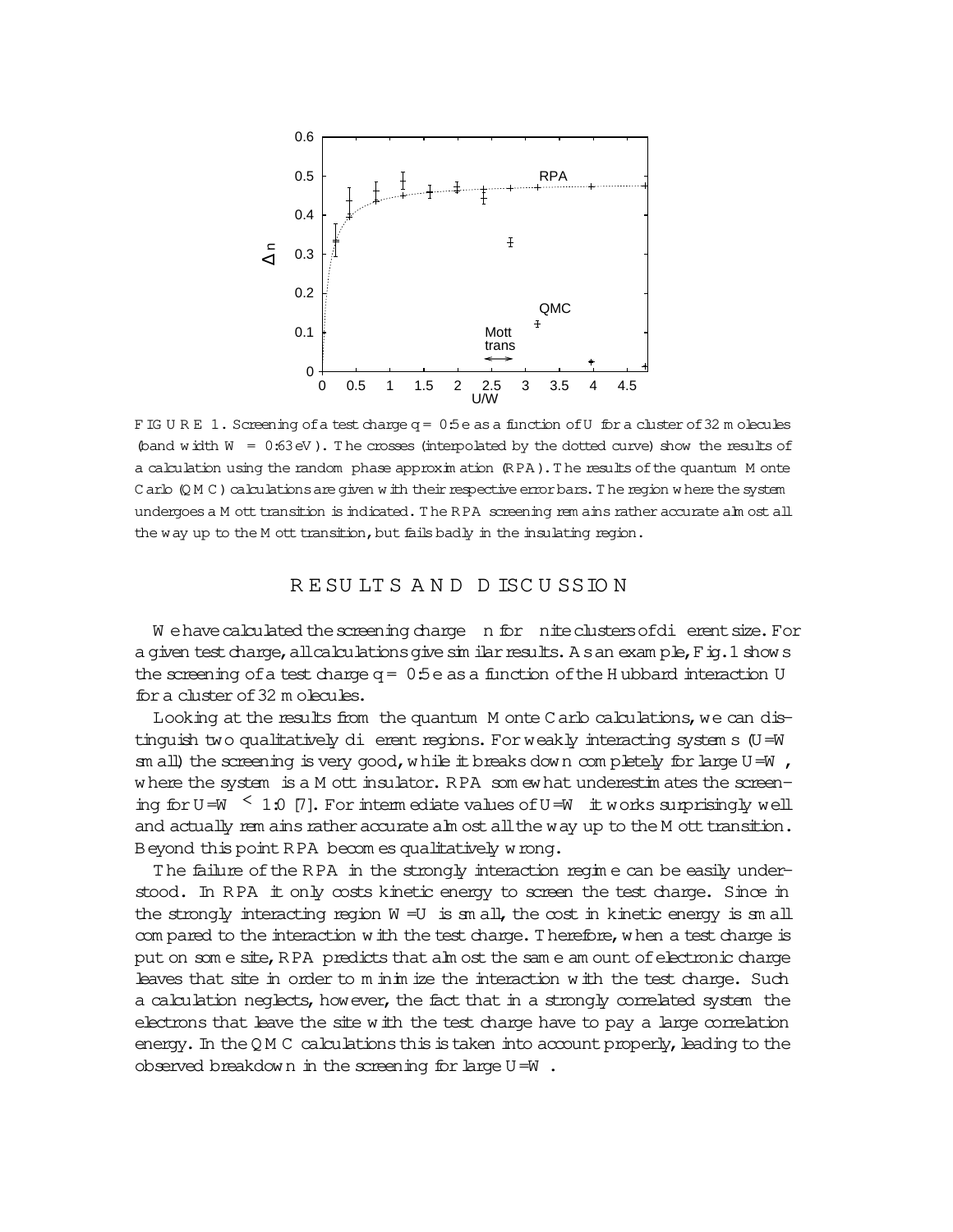FIGURE 1. Screening of a test charge $q = 0.5\,e$ as a function of $U$ for a cluster of 32 molecules (band width $W = 0.63$ eV). The crosses (interpolated by the dotted curve) show the results of a calculation using the random phase approximation (RPA). The results of the quantum Monte Carlo (QMC) calculations are given with their respective error bars. The region where the system undergoes a Mott transition is indicated. The RPA screening remains rather accurate almost all the way up to the Mott transition, but fails badly in the insulating region.

## RESULTS AND DISCUSSION

We have calculated the screening charge $\Delta n$ for finite clusters of different size. For a given test charge, all calculations give similar results. As an example, Fig. 1 shows the screening of a test charge $q = 0.5\,e$ as a function of the Hubbard interaction $U$ for a cluster of 32 molecules.

Looking at the results from the quantum Monte Carlo calculations, we can distinguish two qualitatively different regions. For weakly interacting systems ($U/W$ small) the screening is very good, while it breaks down completely for large $U/W$, where the system is a Mott insulator. RPA somewhat underestimates the screening for $U/W \lesssim 1.0$ [7]. For intermediate values of $U/W$ it works surprisingly well and actually remains rather accurate almost all the way up to the Mott transition. Beyond this point RPA becomes qualitatively wrong.

The failure of the RPA in the strongly interaction regime can be easily understood. In RPA it only costs kinetic energy to screen the test charge. Since in the strongly interacting region $W/U$ is small, the cost in kinetic energy is small compared to the interaction with the test charge. Therefore, when a test charge is put on some site, RPA predicts that almost the same amount of electronic charge leaves that site in order to minimize the interaction with the test charge. Such a calculation neglects, however, the fact that in a strongly correlated system the electrons that leave the site with the test charge have to pay a large correlation energy. In the QMC calculations this is taken into account properly, leading to the observed breakdown in the screening for large $U/W$.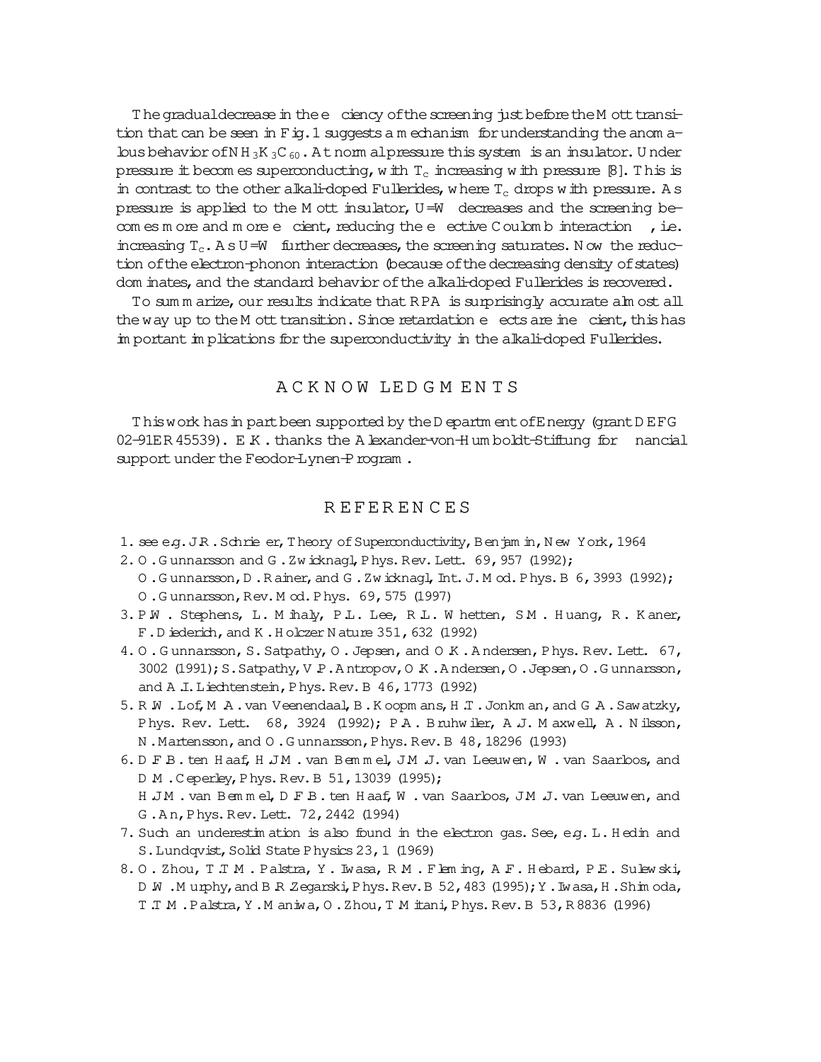The gradual decrease in the efficiency of the screening just before the Mott transition that can be seen in Fig. 1 suggests a mechanism for understanding the anomalous behavior of $NH_3K_3C_{60}$. At normal pressure this system is an insulator. Under pressure it becomes superconducting, with $T_c$ increasing with pressure [8]. This is in contrast to the other alkali-doped Fullerides, where $T_c$ drops with pressure. As pressure is applied to the Mott insulator, $U/W$ decreases and the screening becomes more and more efficient, reducing the effective Coulomb interaction $\mu^*$, i.e. increasing $T_c$. As $U/W$ further decreases, the screening saturates. Now the reduction of the electron-phonon interaction (because of the decreasing density of states) dominates, and the standard behavior of the alkali-doped Fullerides is recovered.

To summarize, our results indicate that RPA is surprisingly accurate almost all the way up to the Mott transition. Since retardation effects are inefficient, this has important implications for the superconductivity in the alkali-doped Fullerides.

## ACKNOWLEDGMENTS

This work has in part been supported by the Department of Energy (grant DEFG 02-91ER45539). E.K. thanks the Alexander-von-Humboldt-Stiftung for financial support under the Feodor-Lynen-Program.

## REFERENCES

1. see e.g. J.R. Schrieffer, Theory of Superconductivity, Benjamin, New York, 1964
2. O. Gunnarsson and G. Zwicknagl, Phys. Rev. Lett. 69, 957 (1992); O. Gunnarsson, D. Rainer, and G. Zwicknagl, Int. J. Mod. Phys. B 6, 3993 (1992); O. Gunnarsson, Rev. Mod. Phys. 69, 575 (1997)
3. P.W. Stephens, L. Mihaly, P.L. Lee, R.L. Whetten, S.M. Huang, R. Kaner, F. Diederich, and K. Holczer Nature 351, 632 (1992)
4. O. Gunnarsson, S. Satpathy, O. Jepsen, and O.K. Andersen, Phys. Rev. Lett. 67, 3002 (1991); S. Satpathy, V.P. Antropov, O.K. Andersen, O. Jepsen, O. Gunnarsson, and A.I. Liechtenstein, Phys. Rev. B 46, 1773 (1992)
5. R.W. Lof, M.A. van Veenendaal, B. Koopmans, H.T. Jonkman, and G.A. Sawatzky, Phys. Rev. Lett. 68, 3924 (1992); P.A. Bruhwiler, A.J. Maxwell, A. Nilsson, N. Martensson, and O. Gunnarsson, Phys. Rev. B 48, 18296 (1993)
6. D.F.B. ten Haaf, H.J.M. van Bemmel, J.M.J. van Leeuwen, W. van Saarloos, and D.M. Ceperley, Phys. Rev. B 51, 13039 (1995); H.J.M. van Bemmel, D.F.B. ten Haaf, W. van Saarloos, J.M.J. van Leeuwen, and G. An, Phys. Rev. Lett. 72, 2442 (1994)
7. Such an underestimation is also found in the electron gas. See, e.g. L. Hedin and S. Lundqvist, Solid State Physics 23, 1 (1969)
8. O. Zhou, T.T.M. Palstra, Y. Iwasa, R.M. Fleming, A.F. Hebard, P.E. Sulewski, D.W. Murphy, and B.R. Zegarski, Phys. Rev. B 52, 483 (1995); Y. Iwasa, H. Shimoda, T.T.M. Palstra, Y. Maniwa, O. Zhou, T. Mitani, Phys. Rev. B 53, R8836 (1996)